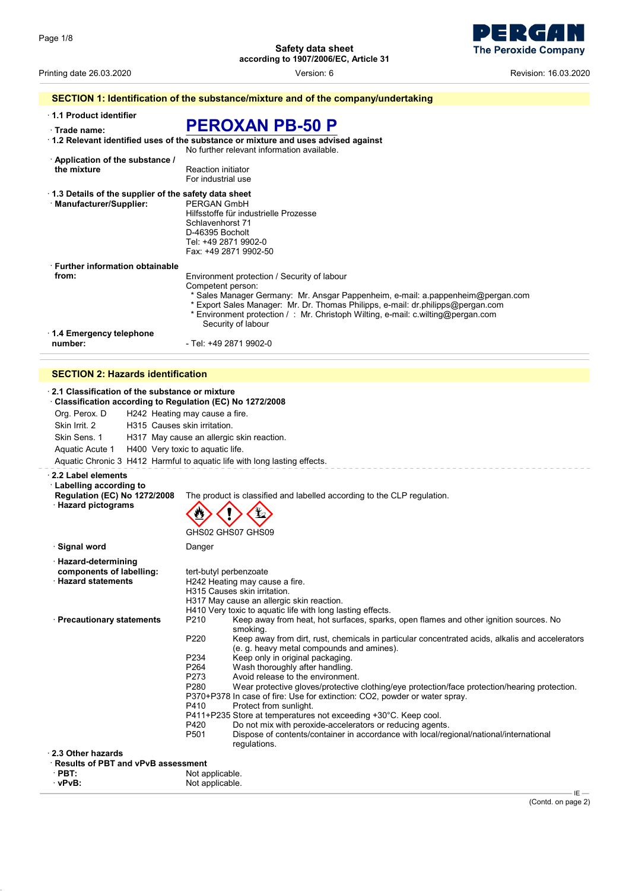Safety data sheet
according to 1907/2006/EC, Article 31

Printing date 26.03.2020 | Version: 6 | Revision: 16.03.2020

## SECTION 1: Identification of the substance/mixture and of the company/undertaking

· **1.1 Product identifier**

· **Trade name:** **PEROXAN PB-50 P**

· **1.2 Relevant identified uses of the substance or mixture and uses advised against**
No further relevant information available.

· **Application of the substance / the mixture**
Reaction initiator
For industrial use

· **1.3 Details of the supplier of the safety data sheet**

· **Manufacturer/Supplier:**
PERGAN GmbH
Hilfsstoffe für industrielle Prozesse
Schlavenhorst 71
D-46395 Bocholt
Tel: +49 2871 9902-0
Fax: +49 2871 9902-50

· **Further information obtainable from:**
Environment protection / Security of labour
Competent person:
* Sales Manager Germany: Mr. Ansgar Pappenheim, e-mail: a.pappenheim@pergan.com
* Export Sales Manager: Mr. Dr. Thomas Philipps, e-mail: dr.philipps@pergan.com
* Environment protection / : Mr. Christoph Wilting, e-mail: c.wilting@pergan.com
Security of labour

· **1.4 Emergency telephone number:**
- Tel: +49 2871 9902-0

## SECTION 2: Hazards identification

· **2.1 Classification of the substance or mixture**

· **Classification according to Regulation (EC) No 1272/2008**

| | |
|---|---|
| Org. Perox. D | H242 Heating may cause a fire. |
| Skin Irrit. 2 | H315 Causes skin irritation. |
| Skin Sens. 1 | H317 May cause an allergic skin reaction. |
| Aquatic Acute 1 | H400 Very toxic to aquatic life. |
| Aquatic Chronic 3 | H412 Harmful to aquatic life with long lasting effects. |

· **2.2 Label elements**

· **Labelling according to Regulation (EC) No 1272/2008**
The product is classified and labelled according to the CLP regulation.

· **Hazard pictograms**
GHS02 GHS07 GHS09

· **Signal word**
Danger

· **Hazard-determining components of labelling:**
tert-butyl perbenzoate

· **Hazard statements**
H242 Heating may cause a fire.
H315 Causes skin irritation.
H317 May cause an allergic skin reaction.
H410 Very toxic to aquatic life with long lasting effects.

· **Precautionary statements**

| | |
|---|---|
| P210 | Keep away from heat, hot surfaces, sparks, open flames and other ignition sources. No smoking. |
| P220 | Keep away from dirt, rust, chemicals in particular concentrated acids, alkalis and accelerators (e. g. heavy metal compounds and amines). |
| P234 | Keep only in original packaging. |
| P264 | Wash thoroughly after handling. |
| P273 | Avoid release to the environment. |
| P280 | Wear protective gloves/protective clothing/eye protection/face protection/hearing protection. |
| P370+P378 | In case of fire: Use for extinction: $CO_2$, powder or water spray. |
| P410 | Protect from sunlight. |
| P411+P235 | Store at temperatures not exceeding +30°C. Keep cool. |
| P420 | Do not mix with peroxide-accelerators or reducing agents. |
| P501 | Dispose of contents/container in accordance with local/regional/national/international regulations. |

· **2.3 Other hazards**

· **Results of PBT and vPvB assessment**

· **PBT:** Not applicable.

· **vPvB:** Not applicable.

(Contd. on page 2)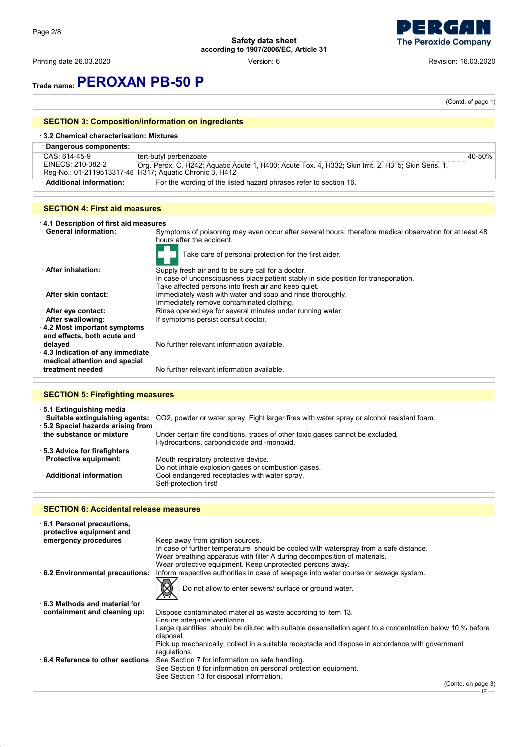# Trade name: PEROXAN PB-50 P

(Contd. of page 1)

## SECTION 3: Composition/information on ingredients

· **3.2 Chemical characterisation: Mixtures**

· **Dangerous components:**

| | | |
|---|---|---|
| CAS: 614-45-9<br>EINECS: 210-382-2<br>Reg-No.: 01-2119513317-46 | tert-butyl perbenzoate<br>Org. Perox. C, H242; Aquatic Acute 1, H400; Acute Tox. 4, H332; Skin Irrit. 2, H315; Skin Sens. 1, H317; Aquatic Chronic 3, H412 | 40-50% |

· **Additional information:** For the wording of the listed hazard phrases refer to section 16.

## SECTION 4: First aid measures

· **4.1 Description of first aid measures**

· **General information:** Symptoms of poisoning may even occur after several hours; therefore medical observation for at least 48 hours after the accident.

Take care of personal protection for the first aider.

· **After inhalation:** Supply fresh air and to be sure call for a doctor.
In case of unconsciousness place patient stably in side position for transportation.
Take affected persons into fresh air and keep quiet.

· **After skin contact:** Immediately wash with water and soap and rinse thoroughly.
Immediately remove contaminated clothing.

· **After eye contact:** Rinse opened eye for several minutes under running water.

· **After swallowing:** If symptoms persist consult doctor.

· **4.2 Most important symptoms and effects, both acute and delayed** No further relevant information available.

· **4.3 Indication of any immediate medical attention and special treatment needed** No further relevant information available.

## SECTION 5: Firefighting measures

· **5.1 Extinguishing media**

· **Suitable extinguishing agents:** $CO_2$, powder or water spray. Fight larger fires with water spray or alcohol resistant foam.

· **5.2 Special hazards arising from the substance or mixture** Under certain fire conditions, traces of other toxic gases cannot be excluded.
Hydrocarbons, carbondioxide and -monoxid.

· **5.3 Advice for firefighters**

· **Protective equipment:** Mouth respiratory protective device.
Do not inhale explosion gases or combustion gases.

· **Additional information** Cool endangered receptacles with water spray.
Self-protection first!

## SECTION 6: Accidental release measures

· **6.1 Personal precautions, protective equipment and emergency procedures** Keep away from ignition sources.
In case of further temperature should be cooled with waterspray from a safe distance.
Wear breathing apparatus with filter A during decomposition of materials.
Wear protective equipment. Keep unprotected persons away.

· **6.2 Environmental precautions:** Inform respective authorities in case of seepage into water course or sewage system.

Do not allow to enter sewers/ surface or ground water.

· **6.3 Methods and material for containment and cleaning up:** Dispose contaminated material as waste according to item 13.
Ensure adequate ventilation.
Large quantities should be diluted with suitable desensitation agent to a concentration below 10 % before disposal.
Pick up mechanically, collect in a suitable receptacle and dispose in accordance with government regulations.

· **6.4 Reference to other sections** See Section 7 for information on safe handling.
See Section 8 for information on personal protection equipment.
See Section 13 for disposal information.

(Contd. on page 3)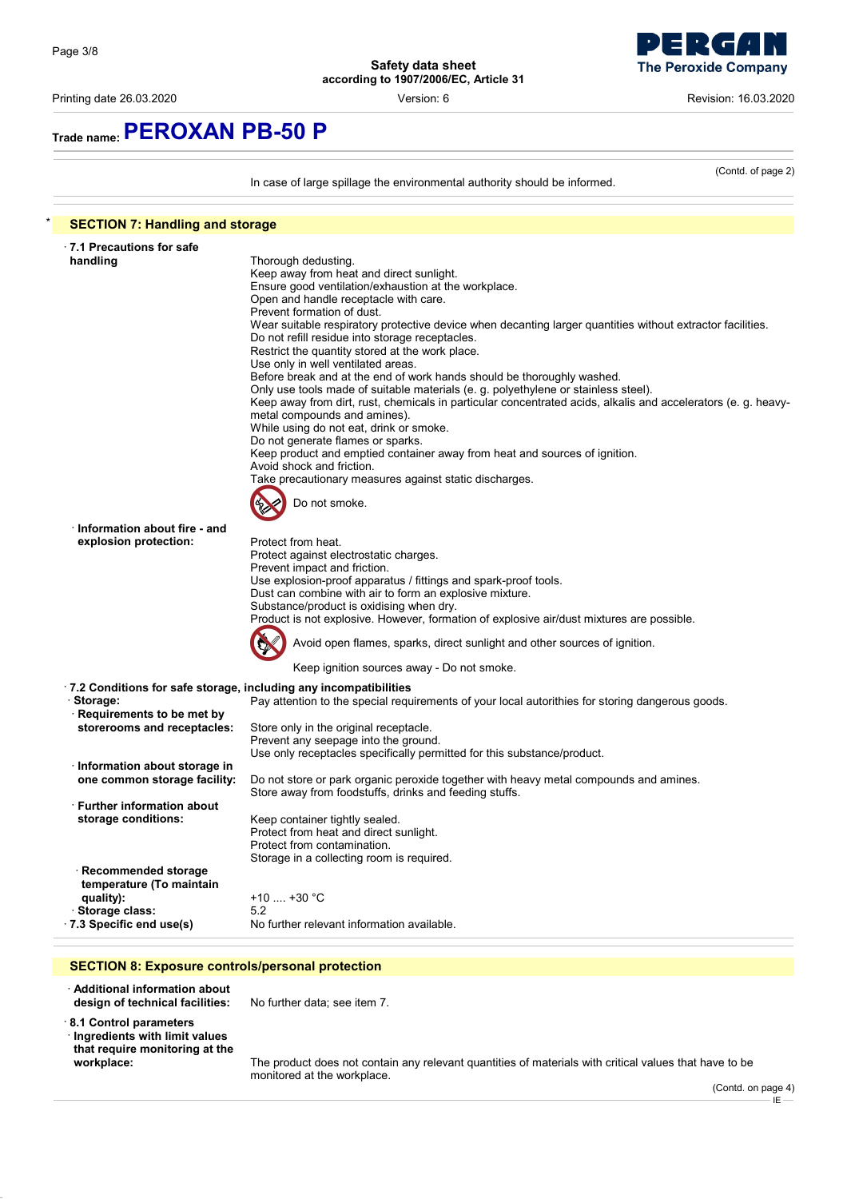**Trade name: PEROXAN PB-50 P**

(Contd. of page 2)

In case of large spillage the environmental authority should be informed.

## * SECTION 7: Handling and storage

· **7.1 Precautions for safe handling**

Thorough dedusting.
Keep away from heat and direct sunlight.
Ensure good ventilation/exhaustion at the workplace.
Open and handle receptacle with care.
Prevent formation of dust.
Wear suitable respiratory protective device when decanting larger quantities without extractor facilities.
Do not refill residue into storage receptacles.
Restrict the quantity stored at the work place.
Use only in well ventilated areas.
Before break and at the end of work hands should be thoroughly washed.
Only use tools made of suitable materials (e. g. polyethylene or stainless steel).
Keep away from dirt, rust, chemicals in particular concentrated acids, alkalis and accelerators (e. g. heavy-metal compounds and amines).
While using do not eat, drink or smoke.
Do not generate flames or sparks.
Keep product and emptied container away from heat and sources of ignition.
Avoid shock and friction.
Take precautionary measures against static discharges.

Do not smoke.

· **Information about fire - and explosion protection:**

Protect from heat.
Protect against electrostatic charges.
Prevent impact and friction.
Use explosion-proof apparatus / fittings and spark-proof tools.
Dust can combine with air to form an explosive mixture.
Substance/product is oxidising when dry.
Product is not explosive. However, formation of explosive air/dust mixtures are possible.

Avoid open flames, sparks, direct sunlight and other sources of ignition.

Keep ignition sources away - Do not smoke.

· **7.2 Conditions for safe storage, including any incompatibilities**

· **Storage:** Pay attention to the special requirements of your local autorithies for storing dangerous goods.

· **Requirements to be met by storerooms and receptacles:**

Store only in the original receptacle.
Prevent any seepage into the ground.
Use only receptacles specifically permitted for this substance/product.

· **Information about storage in one common storage facility:**

Do not store or park organic peroxide together with heavy metal compounds and amines.
Store away from foodstuffs, drinks and feeding stuffs.

· **Further information about storage conditions:**

Keep container tightly sealed.
Protect from heat and direct sunlight.
Protect from contamination.
Storage in a collecting room is required.

· **Recommended storage temperature (To maintain quality):** +10 .... +30 °C

· **Storage class:** 5.2

· **7.3 Specific end use(s)** No further relevant information available.

## SECTION 8: Exposure controls/personal protection

· **Additional information about design of technical facilities:** No further data; see item 7.

· **8.1 Control parameters**

· **Ingredients with limit values that require monitoring at the workplace:**

The product does not contain any relevant quantities of materials with critical values that have to be monitored at the workplace.

(Contd. on page 4)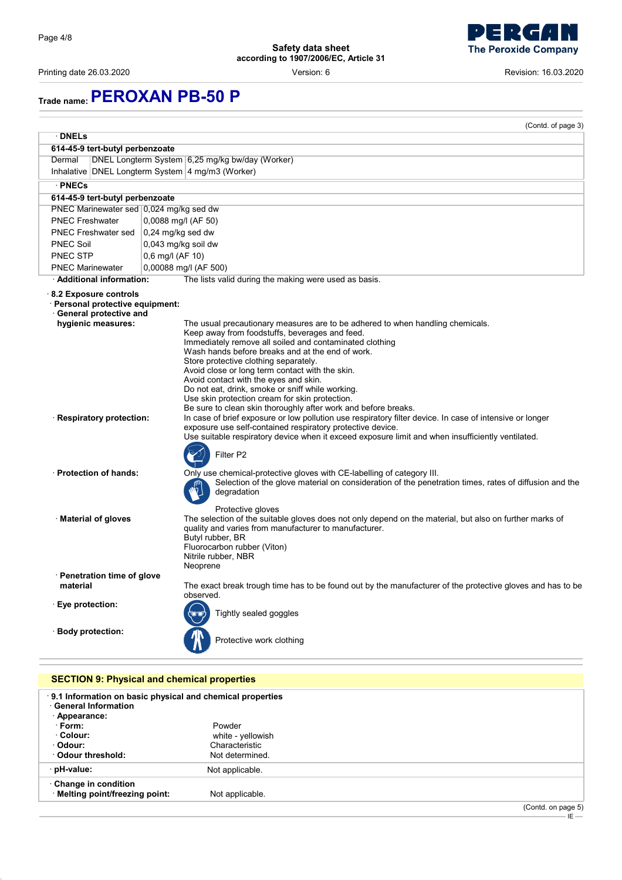# Trade name: PEROXAN PB-50 P

(Contd. of page 3)

· **DNELs**

| 614-45-9 tert-butyl perbenzoate | | |
|---|---|---|
| Dermal | DNEL Longterm System | 6,25 mg/kg bw/day (Worker) |
| Inhalative | DNEL Longterm System | 4 mg/m3 (Worker) |

· **PNECs**

| 614-45-9 tert-butyl perbenzoate | |
|---|---|
| PNEC Marinewater sed | 0,024 mg/kg sed dw |
| PNEC Freshwater | 0,0088 mg/l (AF 50) |
| PNEC Freshwater sed | 0,24 mg/kg sed dw |
| PNEC Soil | 0,043 mg/kg soil dw |
| PNEC STP | 0,6 mg/l (AF 10) |
| PNEC Marinewater | 0,00088 mg/l (AF 500) |

· **Additional information:** The lists valid during the making were used as basis.

· **8.2 Exposure controls**

· **Personal protective equipment:**

· **General protective and hygienic measures:**
The usual precautionary measures are to be adhered to when handling chemicals.
Keep away from foodstuffs, beverages and feed.
Immediately remove all soiled and contaminated clothing
Wash hands before breaks and at the end of work.
Store protective clothing separately.
Avoid close or long term contact with the skin.
Avoid contact with the eyes and skin.
Do not eat, drink, smoke or sniff while working.
Use skin protection cream for skin protection.
Be sure to clean skin thoroughly after work and before breaks.

· **Respiratory protection:**
In case of brief exposure or low pollution use respiratory filter device. In case of intensive or longer exposure use self-contained respiratory protective device.
Use suitable respiratory device when it exceed exposure limit and when insufficiently ventilated.

Filter P2

· **Protection of hands:**
Only use chemical-protective gloves with CE-labelling of category III.
Selection of the glove material on consideration of the penetration times, rates of diffusion and the degradation

Protective gloves

· **Material of gloves**
The selection of the suitable gloves does not only depend on the material, but also on further marks of quality and varies from manufacturer to manufacturer.
Butyl rubber, BR
Fluorocarbon rubber (Viton)
Nitrile rubber, NBR
Neoprene

· **Penetration time of glove material**
The exact break trough time has to be found out by the manufacturer of the protective gloves and has to be observed.

· **Eye protection:**
Tightly sealed goggles

· **Body protection:**
Protective work clothing

## SECTION 9: Physical and chemical properties

· **9.1 Information on basic physical and chemical properties**

· **General Information**

· **Appearance:**

| | |
|---|---|
| · **Form:** | Powder |
| · **Colour:** | white - yellowish |
| · **Odour:** | Characteristic |
| · **Odour threshold:** | Not determined. |
| · **pH-value:** | Not applicable. |

· **Change in condition**

| | |
|---|---|
| · **Melting point/freezing point:** | Not applicable. |

(Contd. on page 5)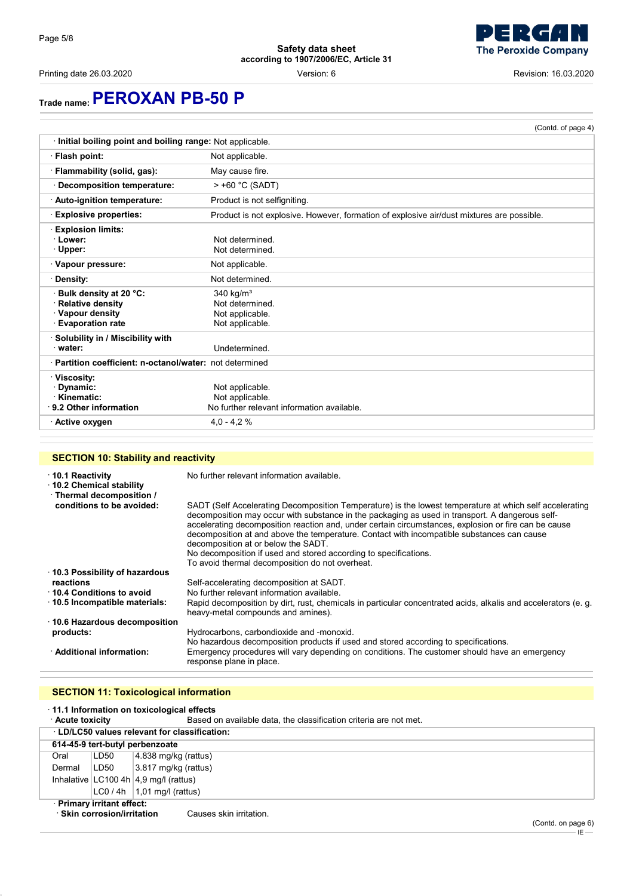# Trade name: PEROXAN PB-50 P

(Contd. of page 4)

| | |
|---|---|
| · **Initial boiling point and boiling range:** Not applicable. | |
| · **Flash point:** | Not applicable. |
| · **Flammability (solid, gas):** | May cause fire. |
| · **Decomposition temperature:** | > +60 °C (SADT) |
| · **Auto-ignition temperature:** | Product is not selfigniting. |
| · **Explosive properties:** | Product is not explosive. However, formation of explosive air/dust mixtures are possible. |
| · **Explosion limits:** | |
| · **Lower:** | Not determined. |
| · **Upper:** | Not determined. |
| · **Vapour pressure:** | Not applicable. |
| · **Density:** | Not determined. |
| · **Bulk density at 20 °C:** | 340 kg/m³ |
| · **Relative density** | Not determined. |
| · **Vapour density** | Not applicable. |
| · **Evaporation rate** | Not applicable. |
| · **Solubility in / Miscibility with** | |
| · **water:** | Undetermined. |
| · **Partition coefficient: n-octanol/water:** not determined | |
| · **Viscosity:** | |
| · **Dynamic:** | Not applicable. |
| · **Kinematic:** | Not applicable. |
| · **9.2 Other information** | No further relevant information available. |
| · **Active oxygen** | 4,0 - 4,2 % |

## SECTION 10: Stability and reactivity

· **10.1 Reactivity** No further relevant information available.

· **10.2 Chemical stability**

· **Thermal decomposition / conditions to be avoided:**
SADT (Self Accelerating Decomposition Temperature) is the lowest temperature at which self accelerating decomposition may occur with substance in the packaging as used in transport. A dangerous self-accelerating decomposition reaction and, under certain circumstances, explosion or fire can be cause decomposition at and above the temperature. Contact with incompatible substances can cause decomposition at or below the SADT.
No decomposition if used and stored according to specifications.
To avoid thermal decomposition do not overheat.

· **10.3 Possibility of hazardous reactions** Self-accelerating decomposition at SADT.

· **10.4 Conditions to avoid** No further relevant information available.

· **10.5 Incompatible materials:** Rapid decomposition by dirt, rust, chemicals in particular concentrated acids, alkalis and accelerators (e. g. heavy-metal compounds and amines).

· **10.6 Hazardous decomposition products:** Hydrocarbons, carbondioxide and -monoxid.
No hazardous decomposition products if used and stored according to specifications.

· **Additional information:** Emergency procedures will vary depending on conditions. The customer should have an emergency response plane in place.

## SECTION 11: Toxicological information

· **11.1 Information on toxicological effects**

· **Acute toxicity** Based on available data, the classification criteria are not met.

· **LD/LC50 values relevant for classification:**

| **614-45-9 tert-butyl perbenzoate** | | |
|---|---|---|
| Oral | LD50 | 4.838 mg/kg (rattus) |
| Dermal | LD50 | 3.817 mg/kg (rattus) |
| Inhalative | LC100 4h | 4,9 mg/l (rattus) |
| | LC0 / 4h | 1,01 mg/l (rattus) |

· **Primary irritant effect:**

· **Skin corrosion/irritation** Causes skin irritation.

(Contd. on page 6)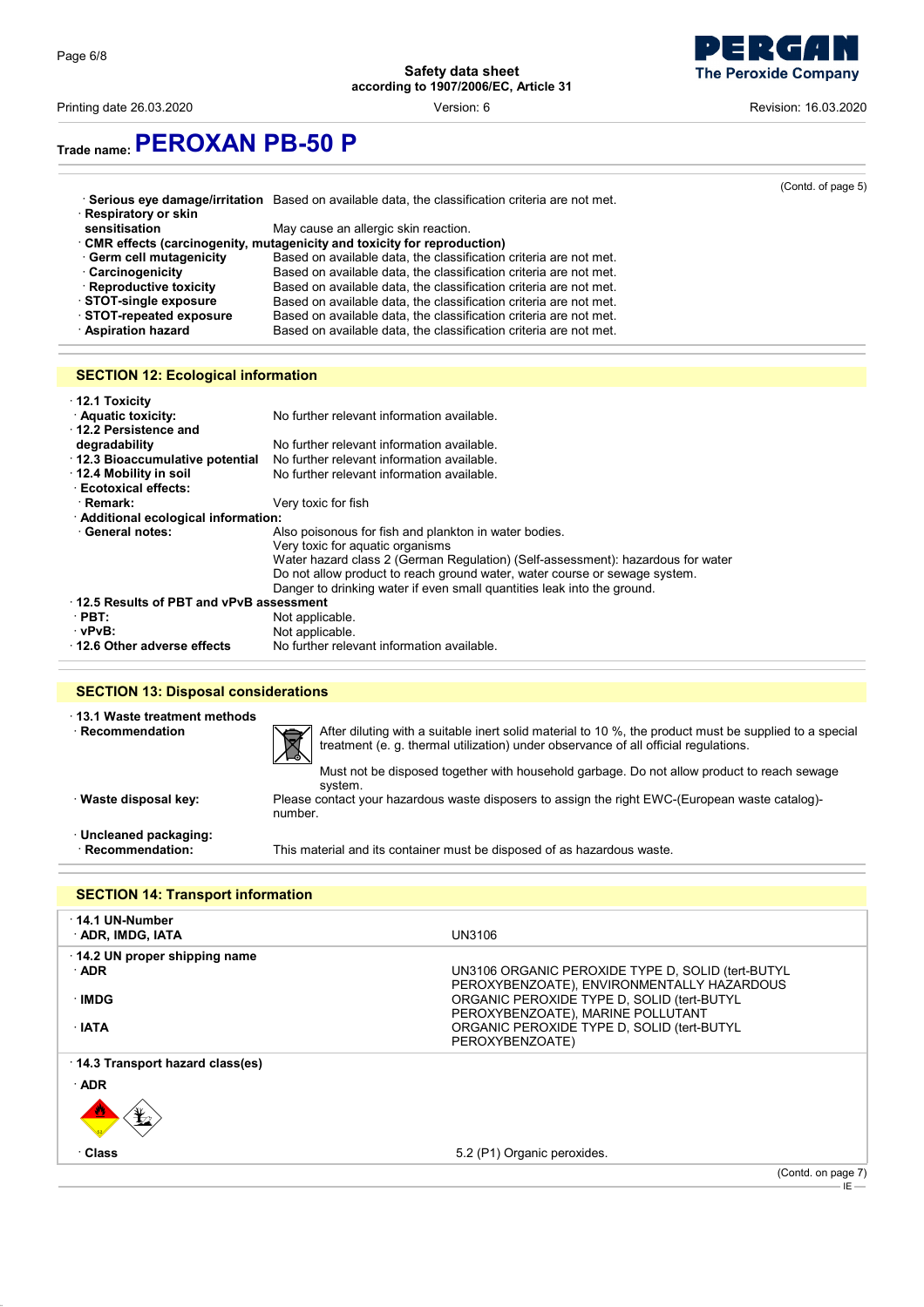**Trade name: PEROXAN PB-50 P**

(Contd. of page 5)

- **Serious eye damage/irritation** Based on available data, the classification criteria are not met.
- **Respiratory or skin sensitisation** May cause an allergic skin reaction.
- **CMR effects (carcinogenity, mutagenicity and toxicity for reproduction)**
  - **Germ cell mutagenicity** Based on available data, the classification criteria are not met.
  - **Carcinogenicity** Based on available data, the classification criteria are not met.
  - **Reproductive toxicity** Based on available data, the classification criteria are not met.
- **STOT-single exposure** Based on available data, the classification criteria are not met.
- **STOT-repeated exposure** Based on available data, the classification criteria are not met.
- **Aspiration hazard** Based on available data, the classification criteria are not met.

## SECTION 12: Ecological information

- **12.1 Toxicity**
  - **Aquatic toxicity:** No further relevant information available.
- **12.2 Persistence and degradability** No further relevant information available.
- **12.3 Bioaccumulative potential** No further relevant information available.
- **12.4 Mobility in soil** No further relevant information available.
- **Ecotoxical effects:**
  - **Remark:** Very toxic for fish
- **Additional ecological information:**
  - **General notes:** Also poisonous for fish and plankton in water bodies.
    Very toxic for aquatic organisms
    Water hazard class 2 (German Regulation) (Self-assessment): hazardous for water
    Do not allow product to reach ground water, water course or sewage system.
    Danger to drinking water if even small quantities leak into the ground.
- **12.5 Results of PBT and vPvB assessment**
  - **PBT:** Not applicable.
  - **vPvB:** Not applicable.
- **12.6 Other adverse effects** No further relevant information available.

## SECTION 13: Disposal considerations

- **13.1 Waste treatment methods**
  - **Recommendation** After diluting with a suitable inert solid material to 10 %, the product must be supplied to a special treatment (e. g. thermal utilization) under observance of all official regulations.

    Must not be disposed together with household garbage. Do not allow product to reach sewage system.
- **Waste disposal key:** Please contact your hazardous waste disposers to assign the right EWC-(European waste catalog)-number.
- **Uncleaned packaging:**
  - **Recommendation:** This material and its container must be disposed of as hazardous waste.

## SECTION 14: Transport information

| | |
|---|---|
| **14.1 UN-Number** | |
| **ADR, IMDG, IATA** | UN3106 |
| **14.2 UN proper shipping name** | |
| **ADR** | UN3106 ORGANIC PEROXIDE TYPE D, SOLID (tert-BUTYL PEROXYBENZOATE), ENVIRONMENTALLY HAZARDOUS |
| **IMDG** | ORGANIC PEROXIDE TYPE D, SOLID (tert-BUTYL PEROXYBENZOATE), MARINE POLLUTANT |
| **IATA** | ORGANIC PEROXIDE TYPE D, SOLID (tert-BUTYL PEROXYBENZOATE) |
| **14.3 Transport hazard class(es)** | |
| **ADR** | |
| **Class** | 5.2 (P1) Organic peroxides. |

(Contd. on page 7)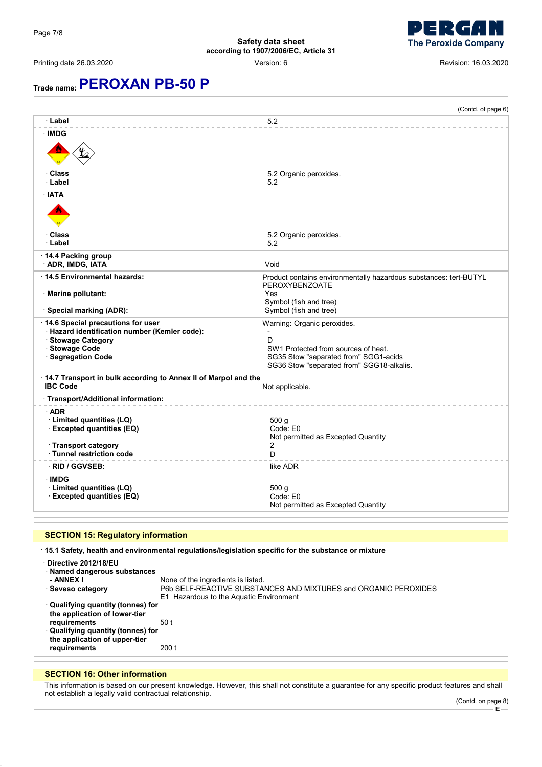## Trade name: PEROXAN PB-50 P

(Contd. of page 6)

| | |
|---|---|
| · Label | 5.2 |
| · **IMDG** | |
| · Class | 5.2 Organic peroxides. |
| · Label | 5.2 |
| · **IATA** | |
| · Class | 5.2 Organic peroxides. |
| · Label | 5.2 |
| · **14.4 Packing group** | |
| · **ADR, IMDG, IATA** | Void |
| · **14.5 Environmental hazards:** | Product contains environmentally hazardous substances: tert-BUTYL PEROXYBENZOATE |
| · **Marine pollutant:** | Yes |
| | Symbol (fish and tree) |
| · **Special marking (ADR):** | Symbol (fish and tree) |
| · **14.6 Special precautions for user** | Warning: Organic peroxides. |
| · **Hazard identification number (Kemler code):** | - |
| · **Stowage Category** | D |
| · **Stowage Code** | SW1 Protected from sources of heat. |
| · **Segregation Code** | SG35 Stow "separated from" SGG1-acids |
| | SG36 Stow "separated from" SGG18-alkalis. |
| · **14.7 Transport in bulk according to Annex II of Marpol and the IBC Code** | Not applicable. |
| · **Transport/Additional information:** | |
| · **ADR** | |
| · **Limited quantities (LQ)** | 500 g |
| · **Excepted quantities (EQ)** | Code: E0 |
| | Not permitted as Excepted Quantity |
| · **Transport category** | 2 |
| · **Tunnel restriction code** | D |
| · **RID / GGVSEB:** | like ADR |
| · **IMDG** | |
| · **Limited quantities (LQ)** | 500 g |
| · **Excepted quantities (EQ)** | Code: E0 |
| | Not permitted as Excepted Quantity |

## SECTION 15: Regulatory information

· **15.1 Safety, health and environmental regulations/legislation specific for the substance or mixture**

· **Directive 2012/18/EU**

| | |
|---|---|
| · **Named dangerous substances - ANNEX I** | None of the ingredients is listed. |
| · **Seveso category** | P6b SELF-REACTIVE SUBSTANCES AND MIXTURES and ORGANIC PEROXIDES |
| | E1 Hazardous to the Aquatic Environment |
| · **Qualifying quantity (tonnes) for the application of lower-tier requirements** | 50 t |
| · **Qualifying quantity (tonnes) for the application of upper-tier requirements** | 200 t |

## SECTION 16: Other information

This information is based on our present knowledge. However, this shall not constitute a guarantee for any specific product features and shall not establish a legally valid contractual relationship.

(Contd. on page 8)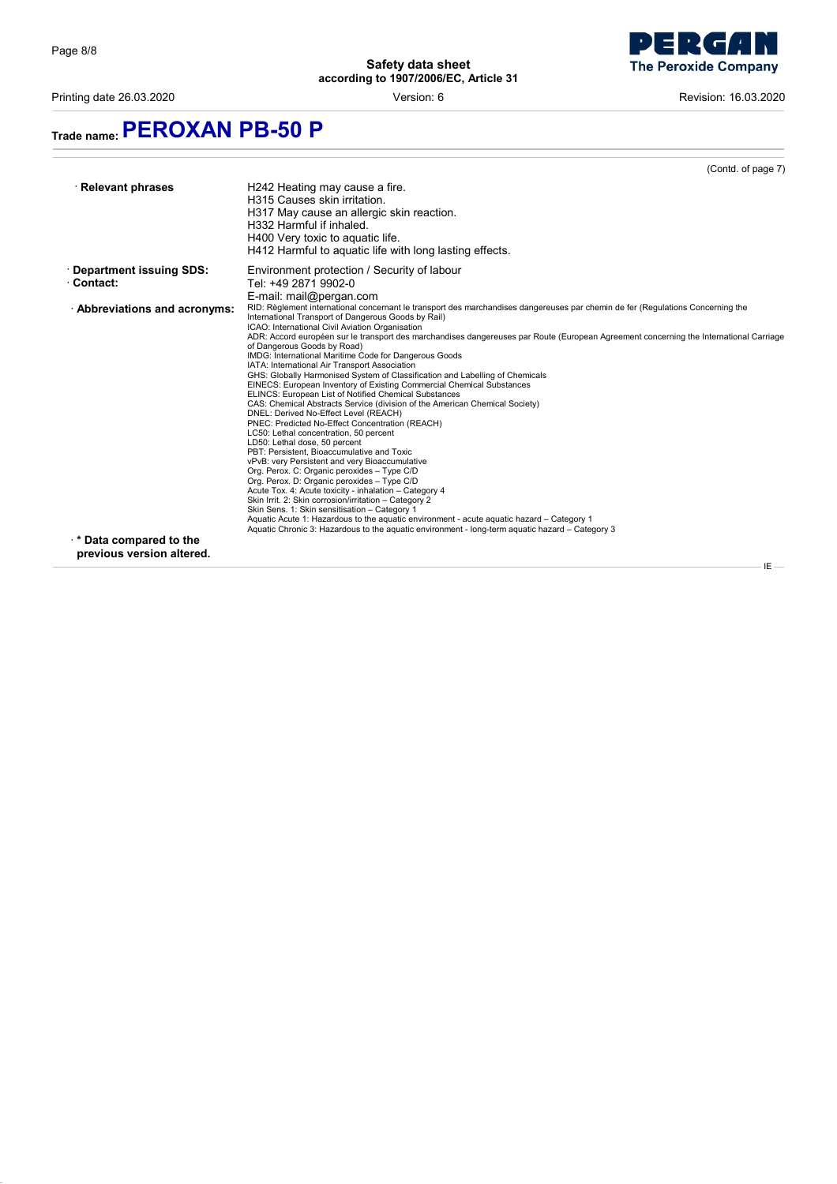(Contd. of page 7)

**· Relevant phrases**

H242 Heating may cause a fire.
H315 Causes skin irritation.
H317 May cause an allergic skin reaction.
H332 Harmful if inhaled.
H400 Very toxic to aquatic life.
H412 Harmful to aquatic life with long lasting effects.

**· Department issuing SDS:** Environment protection / Security of labour

**· Contact:** Tel: +49 2871 9902-0
E-mail: mail@pergan.com

**· Abbreviations and acronyms:**

RID: Règlement international concernant le transport des marchandises dangereuses par chemin de fer (Regulations Concerning the International Transport of Dangerous Goods by Rail)
ICAO: International Civil Aviation Organisation
ADR: Accord européen sur le transport des marchandises dangereuses par Route (European Agreement concerning the International Carriage of Dangerous Goods by Road)
IMDG: International Maritime Code for Dangerous Goods
IATA: International Air Transport Association
GHS: Globally Harmonised System of Classification and Labelling of Chemicals
EINECS: European Inventory of Existing Commercial Chemical Substances
ELINCS: European List of Notified Chemical Substances
CAS: Chemical Abstracts Service (division of the American Chemical Society)
DNEL: Derived No-Effect Level (REACH)
PNEC: Predicted No-Effect Concentration (REACH)
LC50: Lethal concentration, 50 percent
LD50: Lethal dose, 50 percent
PBT: Persistent, Bioaccumulative and Toxic
vPvB: very Persistent and very Bioaccumulative
Org. Perox. C: Organic peroxides – Type C/D
Org. Perox. D: Organic peroxides – Type C/D
Acute Tox. 4: Acute toxicity - inhalation – Category 4
Skin Irrit. 2: Skin corrosion/irritation – Category 2
Skin Sens. 1: Skin sensitisation – Category 1
Aquatic Acute 1: Hazardous to the aquatic environment - acute aquatic hazard – Category 1
Aquatic Chronic 3: Hazardous to the aquatic environment - long-term aquatic hazard – Category 3

**· * Data compared to the previous version altered.**